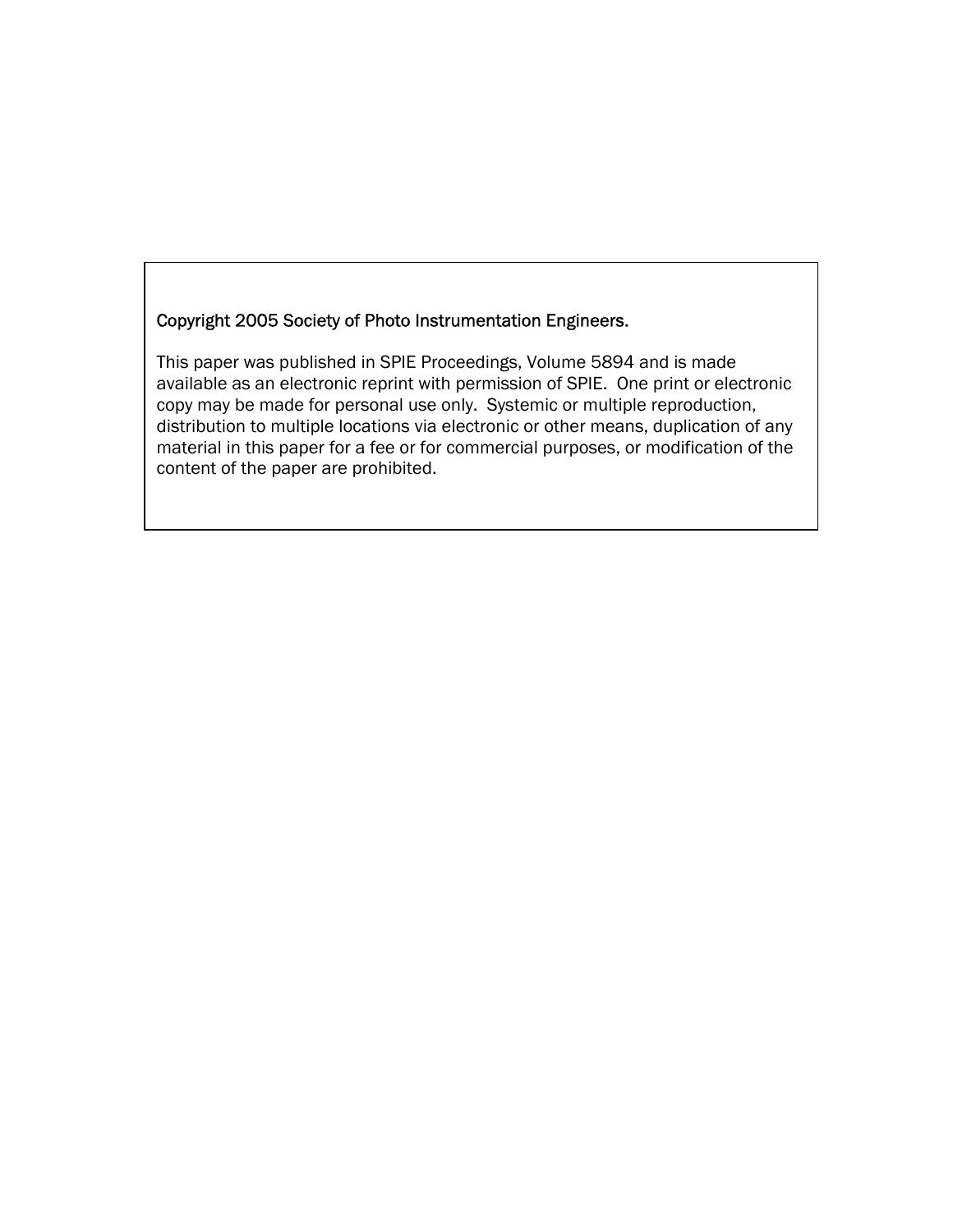Copyright 2005 Society of Photo Instrumentation Engineers.

This paper was published in SPIE Proceedings, Volume 5894 and is made available as an electronic reprint with permission of SPIE. One print or electronic copy may be made for personal use only. Systemic or multiple reproduction, distribution to multiple locations via electronic or other means, duplication of any material in this paper for a fee or for commercial purposes, or modification of the content of the paper are prohibited.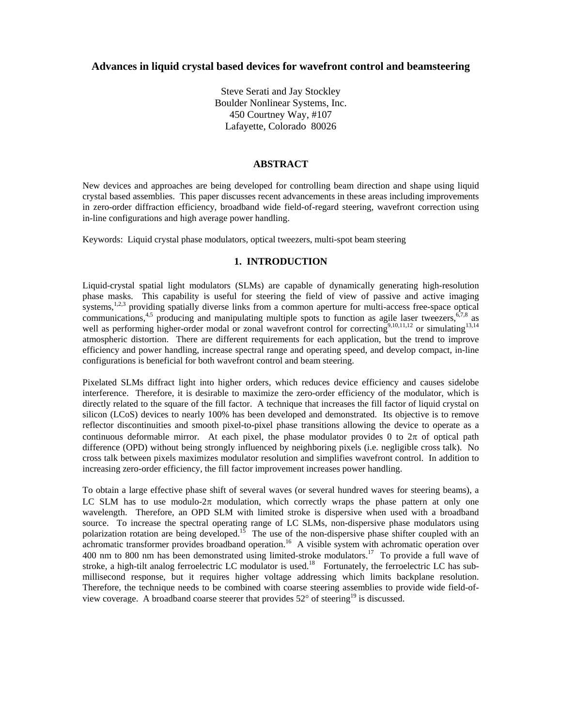# Advances in liquid crystal based devices for wavefront control and beamsteering

Steve Serati and Jay Stockley
Boulder Nonlinear Systems, Inc.
450 Courtney Way, #107
Lafayette, Colorado 80026

## ABSTRACT

New devices and approaches are being developed for controlling beam direction and shape using liquid crystal based assemblies. This paper discusses recent advancements in these areas including improvements in zero-order diffraction efficiency, broadband wide field-of-regard steering, wavefront correction using in-line configurations and high average power handling.

Keywords: Liquid crystal phase modulators, optical tweezers, multi-spot beam steering

## 1. INTRODUCTION

Liquid-crystal spatial light modulators (SLMs) are capable of dynamically generating high-resolution phase masks. This capability is useful for steering the field of view of passive and active imaging systems,[1,2,3] providing spatially diverse links from a common aperture for multi-access free-space optical communications,[4,5] producing and manipulating multiple spots to function as agile laser tweezers,[6,7,8] as well as performing higher-order modal or zonal wavefront control for correcting[9,10,11,12] or simulating[13,14] atmospheric distortion. There are different requirements for each application, but the trend to improve efficiency and power handling, increase spectral range and operating speed, and develop compact, in-line configurations is beneficial for both wavefront control and beam steering.

Pixelated SLMs diffract light into higher orders, which reduces device efficiency and causes sidelobe interference. Therefore, it is desirable to maximize the zero-order efficiency of the modulator, which is directly related to the square of the fill factor. A technique that increases the fill factor of liquid crystal on silicon (LCoS) devices to nearly 100% has been developed and demonstrated. Its objective is to remove reflector discontinuities and smooth pixel-to-pixel phase transitions allowing the device to operate as a continuous deformable mirror. At each pixel, the phase modulator provides 0 to $2\pi$ of optical path difference (OPD) without being strongly influenced by neighboring pixels (i.e. negligible cross talk). No cross talk between pixels maximizes modulator resolution and simplifies wavefront control. In addition to increasing zero-order efficiency, the fill factor improvement increases power handling.

To obtain a large effective phase shift of several waves (or several hundred waves for steering beams), a LC SLM has to use modulo-$2\pi$ modulation, which correctly wraps the phase pattern at only one wavelength. Therefore, an OPD SLM with limited stroke is dispersive when used with a broadband source. To increase the spectral operating range of LC SLMs, non-dispersive phase modulators using polarization rotation are being developed.[15] The use of the non-dispersive phase shifter coupled with an achromatic transformer provides broadband operation.[16] A visible system with achromatic operation over 400 nm to 800 nm has been demonstrated using limited-stroke modulators.[17] To provide a full wave of stroke, a high-tilt analog ferroelectric LC modulator is used.[18] Fortunately, the ferroelectric LC has sub-millisecond response, but it requires higher voltage addressing which limits backplane resolution. Therefore, the technique needs to be combined with coarse steering assemblies to provide wide field-of-view coverage. A broadband coarse steerer that provides 52° of steering[19] is discussed.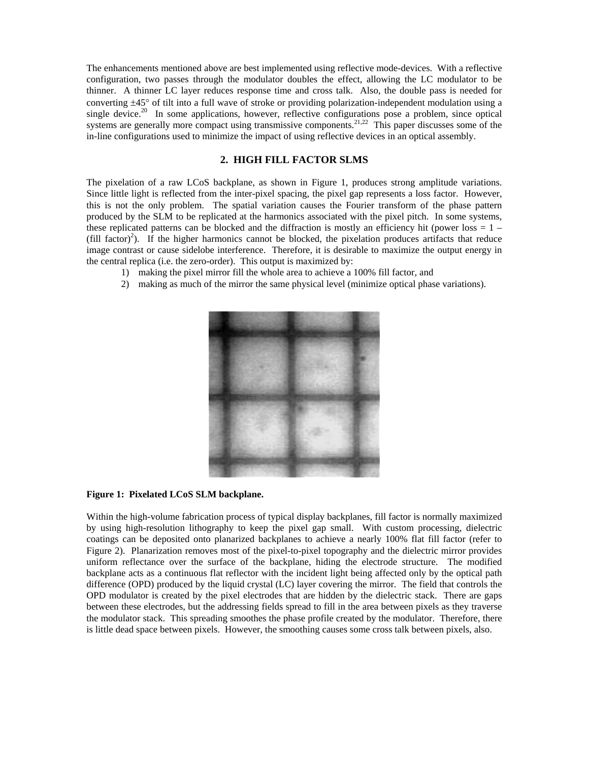The enhancements mentioned above are best implemented using reflective mode-devices. With a reflective configuration, two passes through the modulator doubles the effect, allowing the LC modulator to be thinner. A thinner LC layer reduces response time and cross talk. Also, the double pass is needed for converting ±45° of tilt into a full wave of stroke or providing polarization-independent modulation using a single device.[20] In some applications, however, reflective configurations pose a problem, since optical systems are generally more compact using transmissive components.[21,22] This paper discusses some of the in-line configurations used to minimize the impact of using reflective devices in an optical assembly.

## 2. HIGH FILL FACTOR SLMS

The pixelation of a raw LCoS backplane, as shown in Figure 1, produces strong amplitude variations. Since little light is reflected from the inter-pixel spacing, the pixel gap represents a loss factor. However, this is not the only problem. The spatial variation causes the Fourier transform of the phase pattern produced by the SLM to be replicated at the harmonics associated with the pixel pitch. In some systems, these replicated patterns can be blocked and the diffraction is mostly an efficiency hit (power loss = 1 – (fill factor)$^2$). If the higher harmonics cannot be blocked, the pixelation produces artifacts that reduce image contrast or cause sidelobe interference. Therefore, it is desirable to maximize the output energy in the central replica (i.e. the zero-order). This output is maximized by:

1) making the pixel mirror fill the whole area to achieve a 100% fill factor, and
2) making as much of the mirror the same physical level (minimize optical phase variations).

**Figure 1: Pixelated LCoS SLM backplane.**

Within the high-volume fabrication process of typical display backplanes, fill factor is normally maximized by using high-resolution lithography to keep the pixel gap small. With custom processing, dielectric coatings can be deposited onto planarized backplanes to achieve a nearly 100% flat fill factor (refer to Figure 2). Planarization removes most of the pixel-to-pixel topography and the dielectric mirror provides uniform reflectance over the surface of the backplane, hiding the electrode structure. The modified backplane acts as a continuous flat reflector with the incident light being affected only by the optical path difference (OPD) produced by the liquid crystal (LC) layer covering the mirror. The field that controls the OPD modulator is created by the pixel electrodes that are hidden by the dielectric stack. There are gaps between these electrodes, but the addressing fields spread to fill in the area between pixels as they traverse the modulator stack. This spreading smoothes the phase profile created by the modulator. Therefore, there is little dead space between pixels. However, the smoothing causes some cross talk between pixels, also.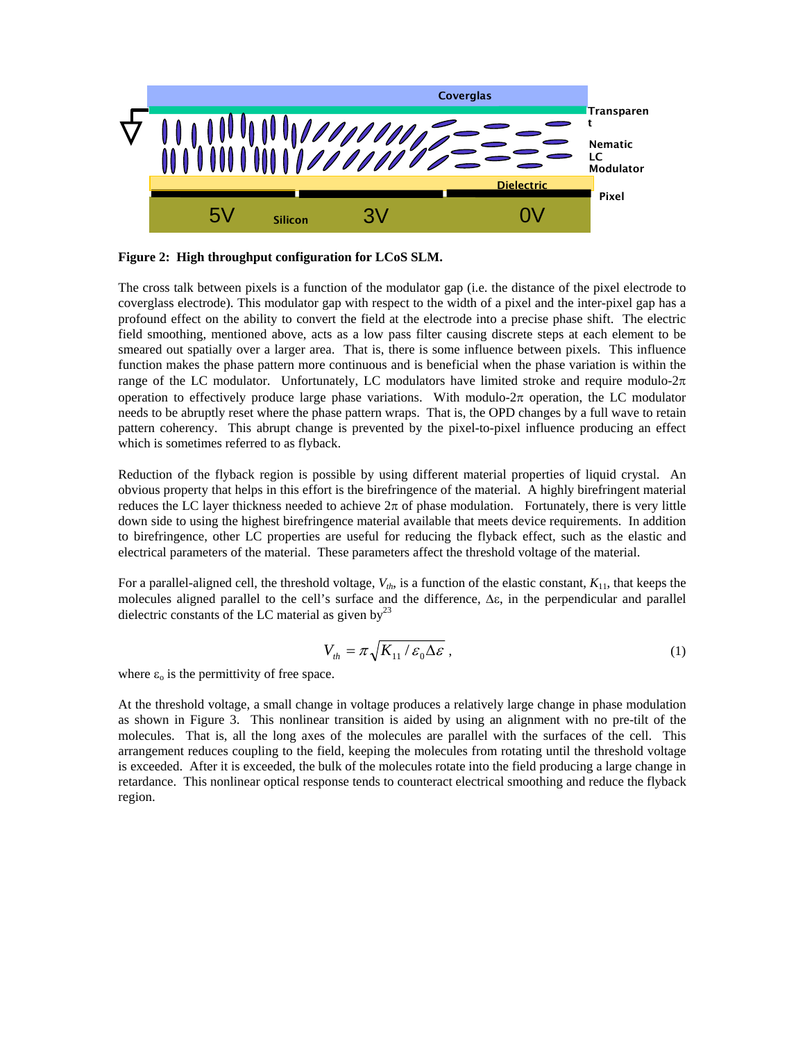**Figure 2: High throughput configuration for LCoS SLM.**

The cross talk between pixels is a function of the modulator gap (i.e. the distance of the pixel electrode to coverglass electrode). This modulator gap with respect to the width of a pixel and the inter-pixel gap has a profound effect on the ability to convert the field at the electrode into a precise phase shift. The electric field smoothing, mentioned above, acts as a low pass filter causing discrete steps at each element to be smeared out spatially over a larger area. That is, there is some influence between pixels. This influence function makes the phase pattern more continuous and is beneficial when the phase variation is within the range of the LC modulator. Unfortunately, LC modulators have limited stroke and require modulo-2π operation to effectively produce large phase variations. With modulo-2π operation, the LC modulator needs to be abruptly reset where the phase pattern wraps. That is, the OPD changes by a full wave to retain pattern coherency. This abrupt change is prevented by the pixel-to-pixel influence producing an effect which is sometimes referred to as flyback.

Reduction of the flyback region is possible by using different material properties of liquid crystal. An obvious property that helps in this effort is the birefringence of the material. A highly birefringent material reduces the LC layer thickness needed to achieve 2π of phase modulation. Fortunately, there is very little down side to using the highest birefringence material available that meets device requirements. In addition to birefringence, other LC properties are useful for reducing the flyback effect, such as the elastic and electrical parameters of the material. These parameters affect the threshold voltage of the material.

For a parallel-aligned cell, the threshold voltage, $V_{th}$, is a function of the elastic constant, $K_{11}$, that keeps the molecules aligned parallel to the cell's surface and the difference, $\Delta\varepsilon$, in the perpendicular and parallel dielectric constants of the LC material as given by[23]

$$V_{th} = \pi\sqrt{K_{11} / \varepsilon_0 \Delta\varepsilon}\ , \tag{1}$$

where $\varepsilon_o$ is the permittivity of free space.

At the threshold voltage, a small change in voltage produces a relatively large change in phase modulation as shown in Figure 3. This nonlinear transition is aided by using an alignment with no pre-tilt of the molecules. That is, all the long axes of the molecules are parallel with the surfaces of the cell. This arrangement reduces coupling to the field, keeping the molecules from rotating until the threshold voltage is exceeded. After it is exceeded, the bulk of the molecules rotate into the field producing a large change in retardance. This nonlinear optical response tends to counteract electrical smoothing and reduce the flyback region.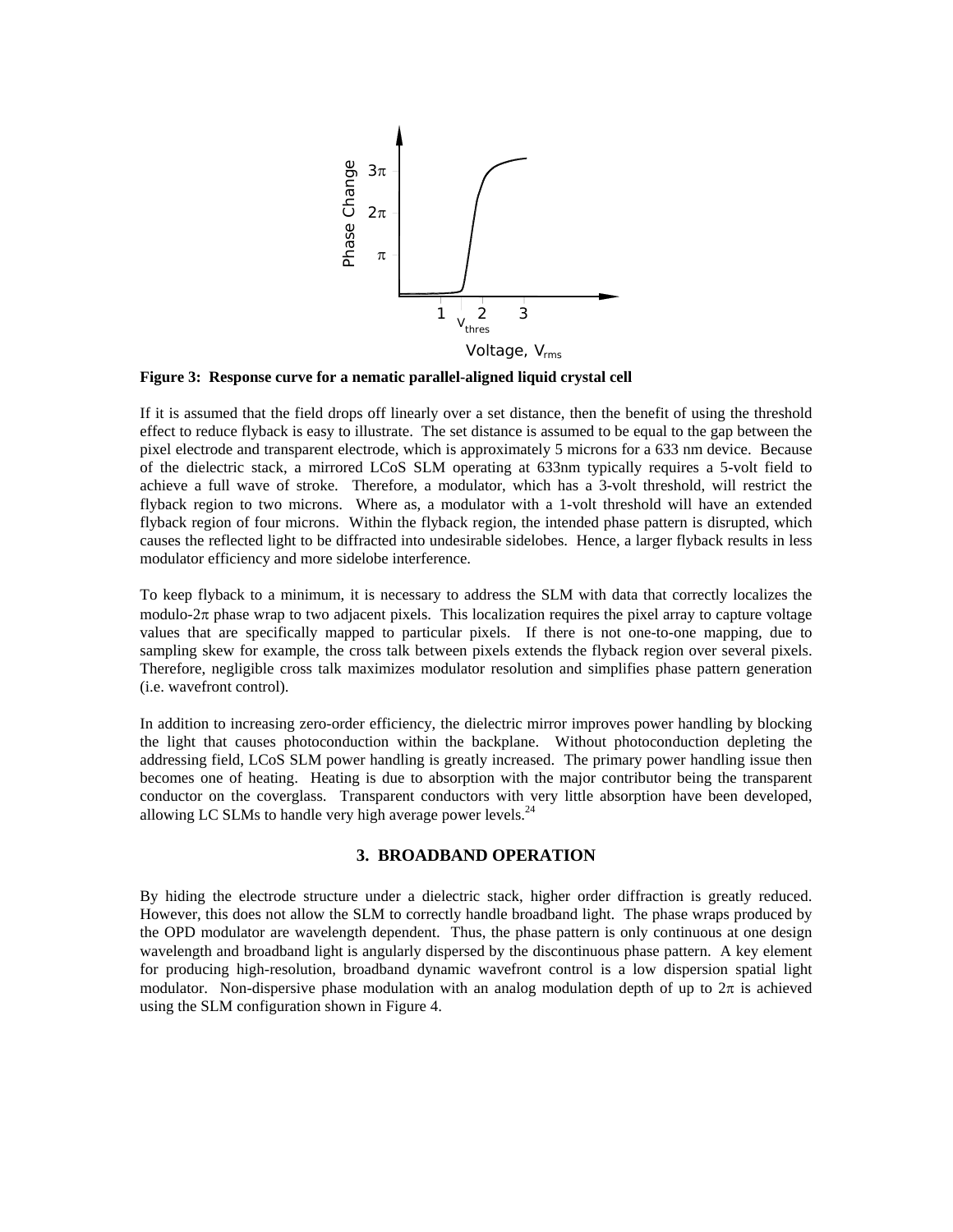Phase Change

$3\pi$

$2\pi$

$\pi$

1 2 3

$V_{thres}$

Voltage, $V_{rms}$

**Figure 3: Response curve for a nematic parallel-aligned liquid crystal cell**

If it is assumed that the field drops off linearly over a set distance, then the benefit of using the threshold effect to reduce flyback is easy to illustrate. The set distance is assumed to be equal to the gap between the pixel electrode and transparent electrode, which is approximately 5 microns for a 633 nm device. Because of the dielectric stack, a mirrored LCoS SLM operating at 633nm typically requires a 5-volt field to achieve a full wave of stroke. Therefore, a modulator, which has a 3-volt threshold, will restrict the flyback region to two microns. Where as, a modulator with a 1-volt threshold will have an extended flyback region of four microns. Within the flyback region, the intended phase pattern is disrupted, which causes the reflected light to be diffracted into undesirable sidelobes. Hence, a larger flyback results in less modulator efficiency and more sidelobe interference.

To keep flyback to a minimum, it is necessary to address the SLM with data that correctly localizes the modulo-$2\pi$ phase wrap to two adjacent pixels. This localization requires the pixel array to capture voltage values that are specifically mapped to particular pixels. If there is not one-to-one mapping, due to sampling skew for example, the cross talk between pixels extends the flyback region over several pixels. Therefore, negligible cross talk maximizes modulator resolution and simplifies phase pattern generation (i.e. wavefront control).

In addition to increasing zero-order efficiency, the dielectric mirror improves power handling by blocking the light that causes photoconduction within the backplane. Without photoconduction depleting the addressing field, LCoS SLM power handling is greatly increased. The primary power handling issue then becomes one of heating. Heating is due to absorption with the major contributor being the transparent conductor on the coverglass. Transparent conductors with very little absorption have been developed, allowing LC SLMs to handle very high average power levels.[24]

## 3. BROADBAND OPERATION

By hiding the electrode structure under a dielectric stack, higher order diffraction is greatly reduced. However, this does not allow the SLM to correctly handle broadband light. The phase wraps produced by the OPD modulator are wavelength dependent. Thus, the phase pattern is only continuous at one design wavelength and broadband light is angularly dispersed by the discontinuous phase pattern. A key element for producing high-resolution, broadband dynamic wavefront control is a low dispersion spatial light modulator. Non-dispersive phase modulation with an analog modulation depth of up to $2\pi$ is achieved using the SLM configuration shown in Figure 4.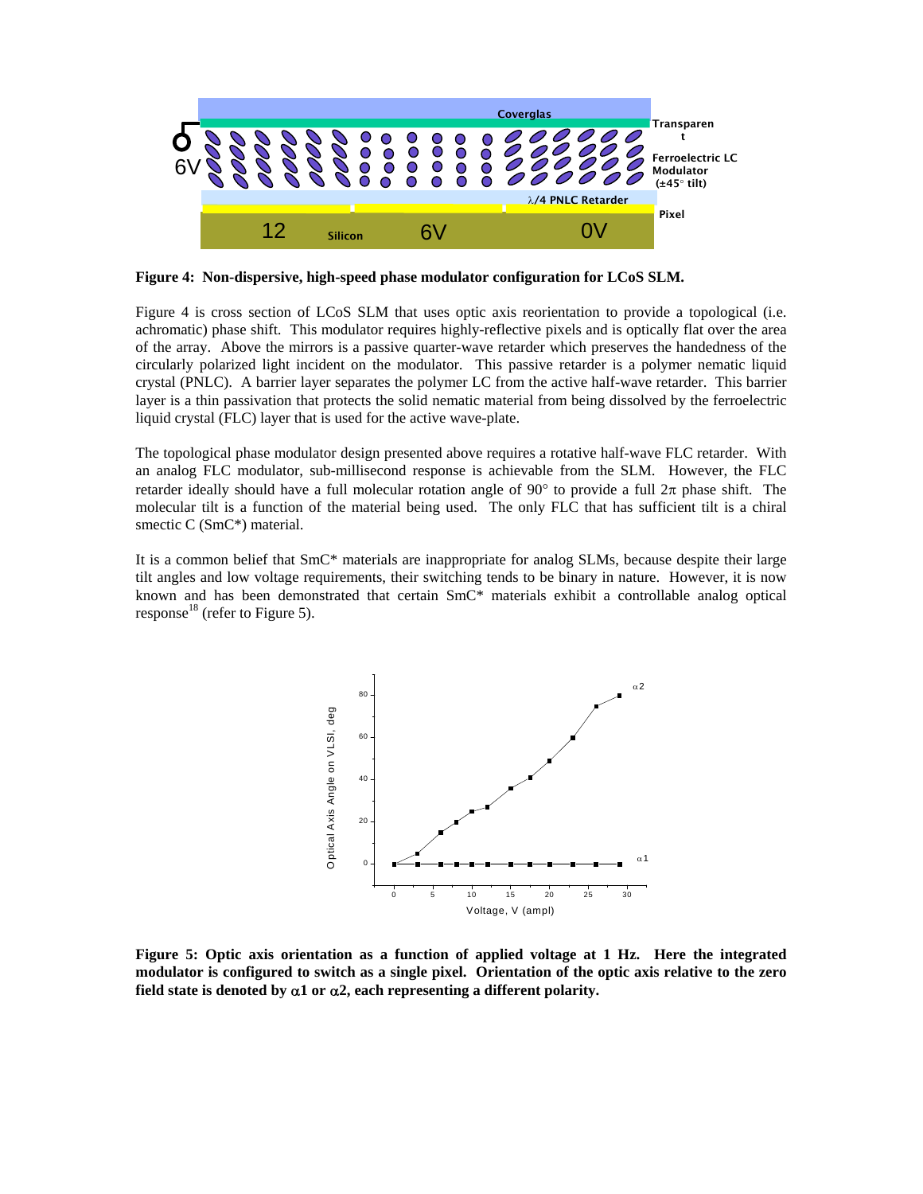**Figure 4: Non-dispersive, high-speed phase modulator configuration for LCoS SLM.**

Figure 4 is cross section of LCoS SLM that uses optic axis reorientation to provide a topological (i.e. achromatic) phase shift. This modulator requires highly-reflective pixels and is optically flat over the area of the array. Above the mirrors is a passive quarter-wave retarder which preserves the handedness of the circularly polarized light incident on the modulator. This passive retarder is a polymer nematic liquid crystal (PNLC). A barrier layer separates the polymer LC from the active half-wave retarder. This barrier layer is a thin passivation that protects the solid nematic material from being dissolved by the ferroelectric liquid crystal (FLC) layer that is used for the active wave-plate.

The topological phase modulator design presented above requires a rotative half-wave FLC retarder. With an analog FLC modulator, sub-millisecond response is achievable from the SLM. However, the FLC retarder ideally should have a full molecular rotation angle of 90° to provide a full $2\pi$ phase shift. The molecular tilt is a function of the material being used. The only FLC that has sufficient tilt is a chiral smectic C (SmC*) material.

It is a common belief that SmC* materials are inappropriate for analog SLMs, because despite their large tilt angles and low voltage requirements, their switching tends to be binary in nature. However, it is now known and has been demonstrated that certain SmC* materials exhibit a controllable analog optical response[18] (refer to Figure 5).

**Figure 5: Optic axis orientation as a function of applied voltage at 1 Hz. Here the integrated modulator is configured to switch as a single pixel. Orientation of the optic axis relative to the zero field state is denoted by $\alpha 1$ or $\alpha 2$, each representing a different polarity.**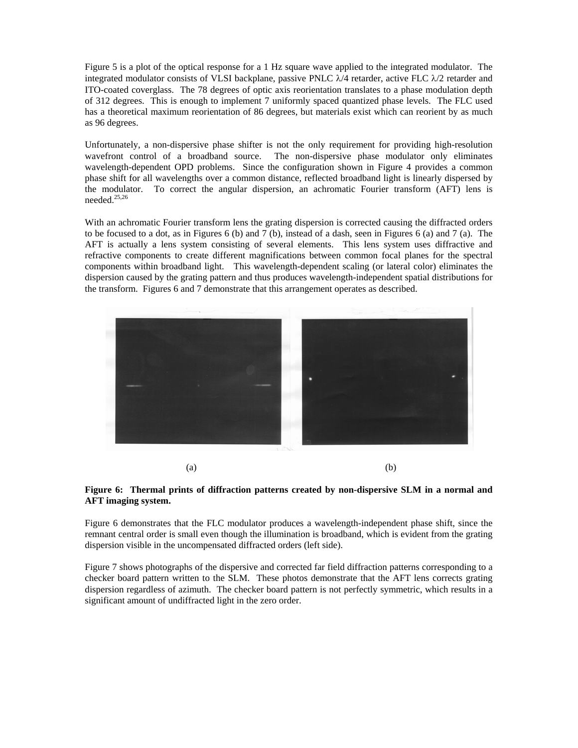Figure 5 is a plot of the optical response for a 1 Hz square wave applied to the integrated modulator. The integrated modulator consists of VLSI backplane, passive PNLC $\lambda/4$ retarder, active FLC $\lambda/2$ retarder and ITO-coated coverglass. The 78 degrees of optic axis reorientation translates to a phase modulation depth of 312 degrees. This is enough to implement 7 uniformly spaced quantized phase levels. The FLC used has a theoretical maximum reorientation of 86 degrees, but materials exist which can reorient by as much as 96 degrees.

Unfortunately, a non-dispersive phase shifter is not the only requirement for providing high-resolution wavefront control of a broadband source. The non-dispersive phase modulator only eliminates wavelength-dependent OPD problems. Since the configuration shown in Figure 4 provides a common phase shift for all wavelengths over a common distance, reflected broadband light is linearly dispersed by the modulator. To correct the angular dispersion, an achromatic Fourier transform (AFT) lens is needed.[25,26]

With an achromatic Fourier transform lens the grating dispersion is corrected causing the diffracted orders to be focused to a dot, as in Figures 6 (b) and 7 (b), instead of a dash, seen in Figures 6 (a) and 7 (a). The AFT is actually a lens system consisting of several elements. This lens system uses diffractive and refractive components to create different magnifications between common focal planes for the spectral components within broadband light. This wavelength-dependent scaling (or lateral color) eliminates the dispersion caused by the grating pattern and thus produces wavelength-independent spatial distributions for the transform. Figures 6 and 7 demonstrate that this arrangement operates as described.

(a) (b)

**Figure 6: Thermal prints of diffraction patterns created by non-dispersive SLM in a normal and AFT imaging system.**

Figure 6 demonstrates that the FLC modulator produces a wavelength-independent phase shift, since the remnant central order is small even though the illumination is broadband, which is evident from the grating dispersion visible in the uncompensated diffracted orders (left side).

Figure 7 shows photographs of the dispersive and corrected far field diffraction patterns corresponding to a checker board pattern written to the SLM. These photos demonstrate that the AFT lens corrects grating dispersion regardless of azimuth. The checker board pattern is not perfectly symmetric, which results in a significant amount of undiffracted light in the zero order.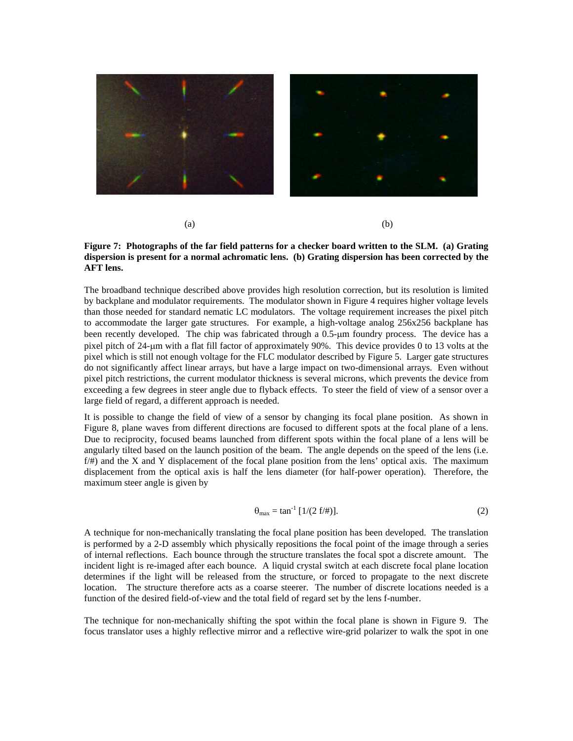(a) (b)

**Figure 7: Photographs of the far field patterns for a checker board written to the SLM. (a) Grating dispersion is present for a normal achromatic lens. (b) Grating dispersion has been corrected by the AFT lens.**

The broadband technique described above provides high resolution correction, but its resolution is limited by backplane and modulator requirements. The modulator shown in Figure 4 requires higher voltage levels than those needed for standard nematic LC modulators. The voltage requirement increases the pixel pitch to accommodate the larger gate structures. For example, a high-voltage analog 256x256 backplane has been recently developed. The chip was fabricated through a 0.5-μm foundry process. The device has a pixel pitch of 24-μm with a flat fill factor of approximately 90%. This device provides 0 to 13 volts at the pixel which is still not enough voltage for the FLC modulator described by Figure 5. Larger gate structures do not significantly affect linear arrays, but have a large impact on two-dimensional arrays. Even without pixel pitch restrictions, the current modulator thickness is several microns, which prevents the device from exceeding a few degrees in steer angle due to flyback effects. To steer the field of view of a sensor over a large field of regard, a different approach is needed.

It is possible to change the field of view of a sensor by changing its focal plane position. As shown in Figure 8, plane waves from different directions are focused to different spots at the focal plane of a lens. Due to reciprocity, focused beams launched from different spots within the focal plane of a lens will be angularly tilted based on the launch position of the beam. The angle depends on the speed of the lens (i.e. f/#) and the X and Y displacement of the focal plane position from the lens' optical axis. The maximum displacement from the optical axis is half the lens diameter (for half-power operation). Therefore, the maximum steer angle is given by

$$\theta_{max} = \tan^{-1} [1/(2 \text{ f/\#})]. \tag{2}$$

A technique for non-mechanically translating the focal plane position has been developed. The translation is performed by a 2-D assembly which physically repositions the focal point of the image through a series of internal reflections. Each bounce through the structure translates the focal spot a discrete amount. The incident light is re-imaged after each bounce. A liquid crystal switch at each discrete focal plane location determines if the light will be released from the structure, or forced to propagate to the next discrete location. The structure therefore acts as a coarse steerer. The number of discrete locations needed is a function of the desired field-of-view and the total field of regard set by the lens f-number.

The technique for non-mechanically shifting the spot within the focal plane is shown in Figure 9. The focus translator uses a highly reflective mirror and a reflective wire-grid polarizer to walk the spot in one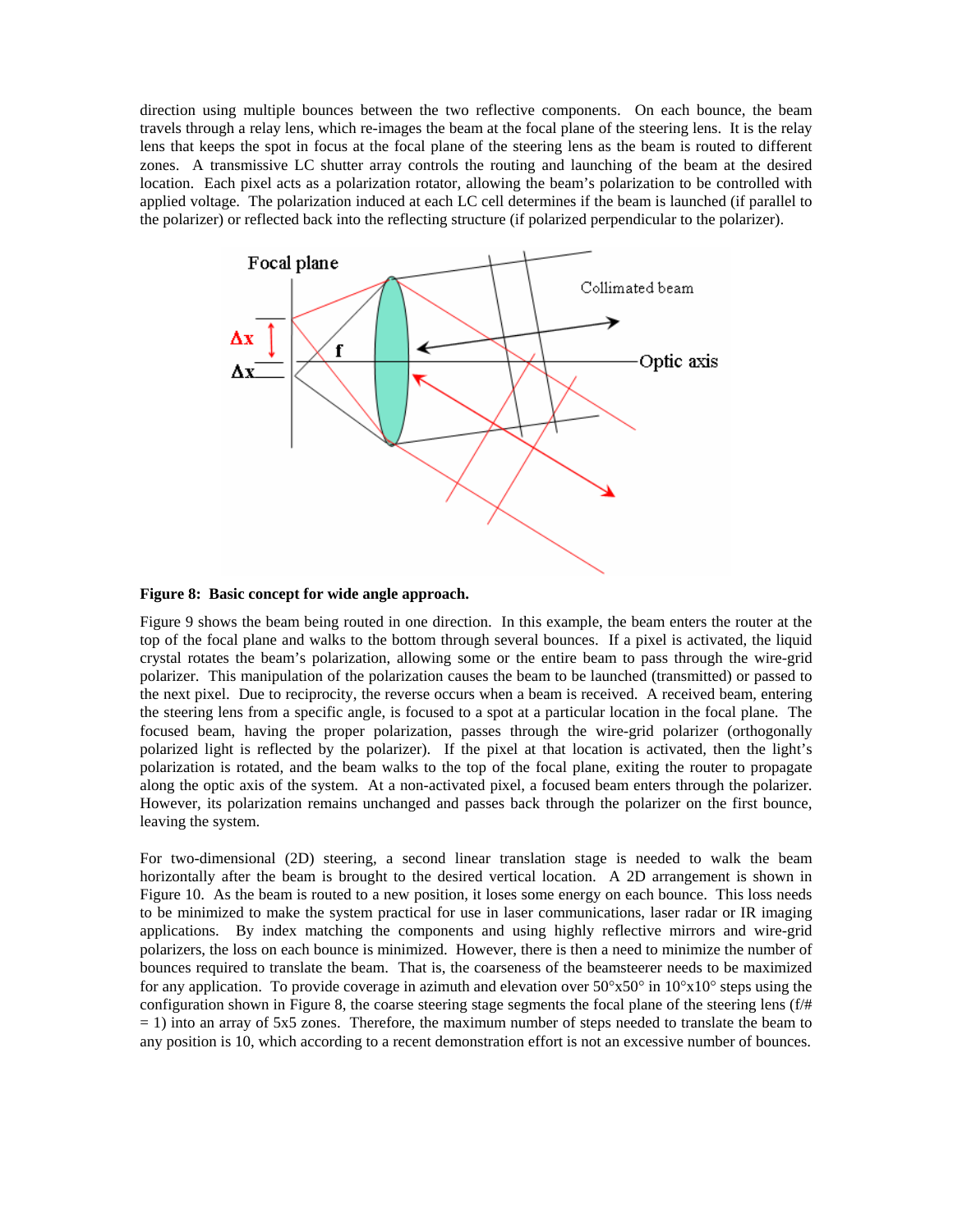direction using multiple bounces between the two reflective components. On each bounce, the beam travels through a relay lens, which re-images the beam at the focal plane of the steering lens. It is the relay lens that keeps the spot in focus at the focal plane of the steering lens as the beam is routed to different zones. A transmissive LC shutter array controls the routing and launching of the beam at the desired location. Each pixel acts as a polarization rotator, allowing the beam's polarization to be controlled with applied voltage. The polarization induced at each LC cell determines if the beam is launched (if parallel to the polarizer) or reflected back into the reflecting structure (if polarized perpendicular to the polarizer).

Focal plane

Collimated beam

Δx

f

Δx

Optic axis

**Figure 8: Basic concept for wide angle approach.**

Figure 9 shows the beam being routed in one direction. In this example, the beam enters the router at the top of the focal plane and walks to the bottom through several bounces. If a pixel is activated, the liquid crystal rotates the beam's polarization, allowing some or the entire beam to pass through the wire-grid polarizer. This manipulation of the polarization causes the beam to be launched (transmitted) or passed to the next pixel. Due to reciprocity, the reverse occurs when a beam is received. A received beam, entering the steering lens from a specific angle, is focused to a spot at a particular location in the focal plane. The focused beam, having the proper polarization, passes through the wire-grid polarizer (orthogonally polarized light is reflected by the polarizer). If the pixel at that location is activated, then the light's polarization is rotated, and the beam walks to the top of the focal plane, exiting the router to propagate along the optic axis of the system. At a non-activated pixel, a focused beam enters through the polarizer. However, its polarization remains unchanged and passes back through the polarizer on the first bounce, leaving the system.

For two-dimensional (2D) steering, a second linear translation stage is needed to walk the beam horizontally after the beam is brought to the desired vertical location. A 2D arrangement is shown in Figure 10. As the beam is routed to a new position, it loses some energy on each bounce. This loss needs to be minimized to make the system practical for use in laser communications, laser radar or IR imaging applications. By index matching the components and using highly reflective mirrors and wire-grid polarizers, the loss on each bounce is minimized. However, there is then a need to minimize the number of bounces required to translate the beam. That is, the coarseness of the beamsteerer needs to be maximized for any application. To provide coverage in azimuth and elevation over 50°x50° in 10°x10° steps using the configuration shown in Figure 8, the coarse steering stage segments the focal plane of the steering lens (f/# = 1) into an array of 5x5 zones. Therefore, the maximum number of steps needed to translate the beam to any position is 10, which according to a recent demonstration effort is not an excessive number of bounces.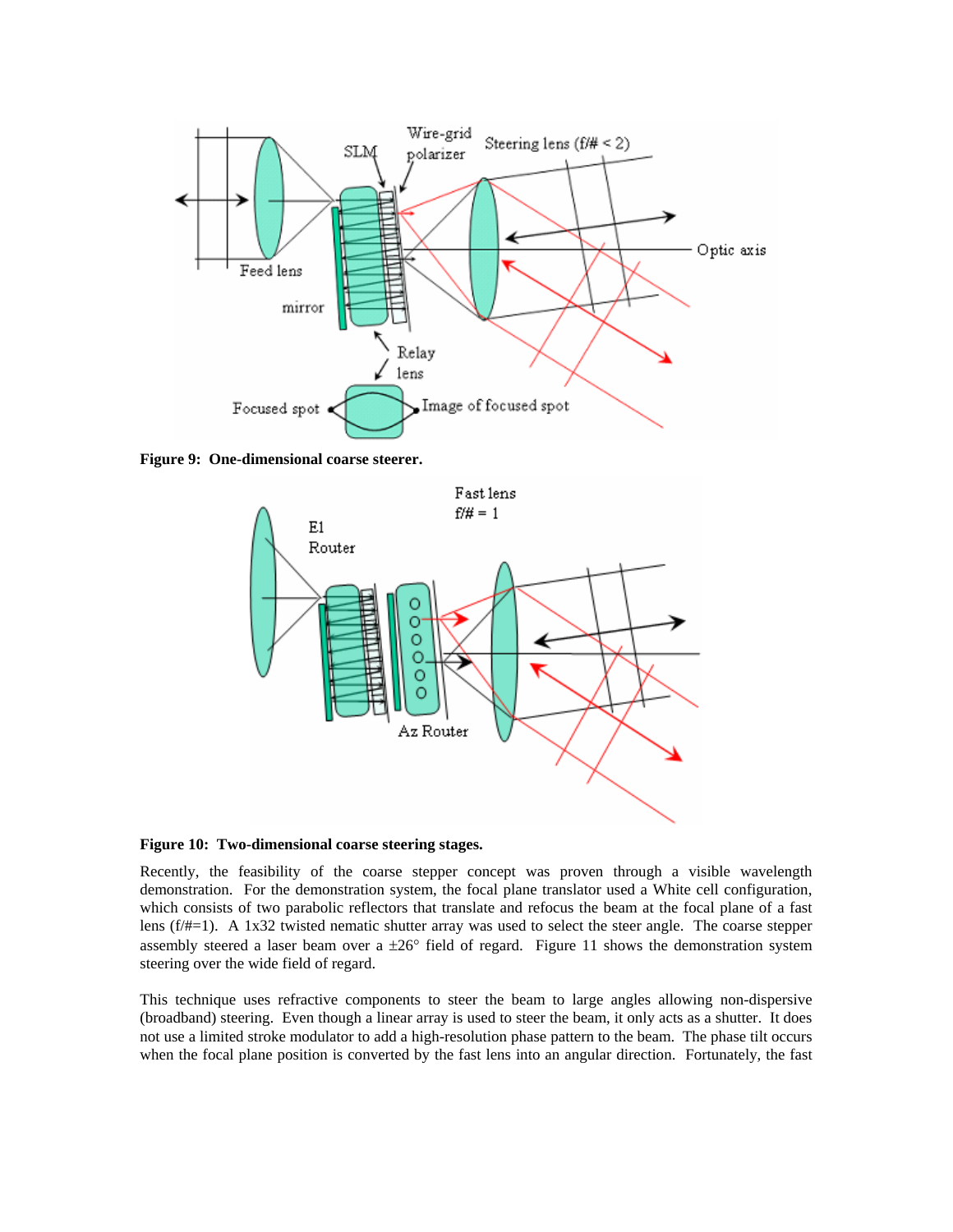**Figure 9: One-dimensional coarse steerer.**

**Figure 10: Two-dimensional coarse steering stages.**

Recently, the feasibility of the coarse stepper concept was proven through a visible wavelength demonstration. For the demonstration system, the focal plane translator used a White cell configuration, which consists of two parabolic reflectors that translate and refocus the beam at the focal plane of a fast lens (f/#=1). A 1x32 twisted nematic shutter array was used to select the steer angle. The coarse stepper assembly steered a laser beam over a ±26° field of regard. Figure 11 shows the demonstration system steering over the wide field of regard.

This technique uses refractive components to steer the beam to large angles allowing non-dispersive (broadband) steering. Even though a linear array is used to steer the beam, it only acts as a shutter. It does not use a limited stroke modulator to add a high-resolution phase pattern to the beam. The phase tilt occurs when the focal plane position is converted by the fast lens into an angular direction. Fortunately, the fast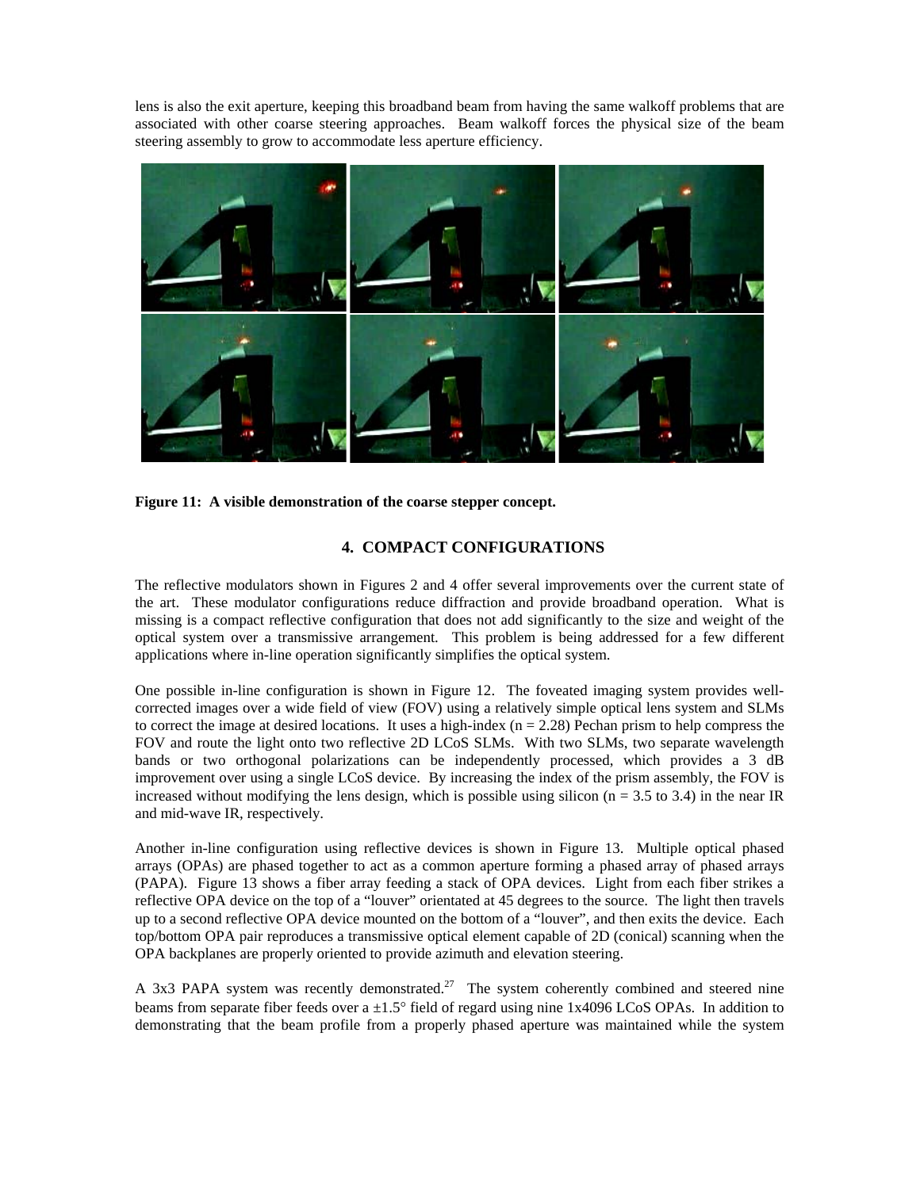lens is also the exit aperture, keeping this broadband beam from having the same walkoff problems that are associated with other coarse steering approaches. Beam walkoff forces the physical size of the beam steering assembly to grow to accommodate less aperture efficiency.

**Figure 11: A visible demonstration of the coarse stepper concept.**

## 4. COMPACT CONFIGURATIONS

The reflective modulators shown in Figures 2 and 4 offer several improvements over the current state of the art. These modulator configurations reduce diffraction and provide broadband operation. What is missing is a compact reflective configuration that does not add significantly to the size and weight of the optical system over a transmissive arrangement. This problem is being addressed for a few different applications where in-line operation significantly simplifies the optical system.

One possible in-line configuration is shown in Figure 12. The foveated imaging system provides well-corrected images over a wide field of view (FOV) using a relatively simple optical lens system and SLMs to correct the image at desired locations. It uses a high-index ($n = 2.28$) Pechan prism to help compress the FOV and route the light onto two reflective 2D LCoS SLMs. With two SLMs, two separate wavelength bands or two orthogonal polarizations can be independently processed, which provides a 3 dB improvement over using a single LCoS device. By increasing the index of the prism assembly, the FOV is increased without modifying the lens design, which is possible using silicon ($n = 3.5$ to $3.4$) in the near IR and mid-wave IR, respectively.

Another in-line configuration using reflective devices is shown in Figure 13. Multiple optical phased arrays (OPAs) are phased together to act as a common aperture forming a phased array of phased arrays (PAPA). Figure 13 shows a fiber array feeding a stack of OPA devices. Light from each fiber strikes a reflective OPA device on the top of a "louver" orientated at 45 degrees to the source. The light then travels up to a second reflective OPA device mounted on the bottom of a "louver", and then exits the device. Each top/bottom OPA pair reproduces a transmissive optical element capable of 2D (conical) scanning when the OPA backplanes are properly oriented to provide azimuth and elevation steering.

A 3x3 PAPA system was recently demonstrated.[27] The system coherently combined and steered nine beams from separate fiber feeds over a ±1.5° field of regard using nine 1x4096 LCoS OPAs. In addition to demonstrating that the beam profile from a properly phased aperture was maintained while the system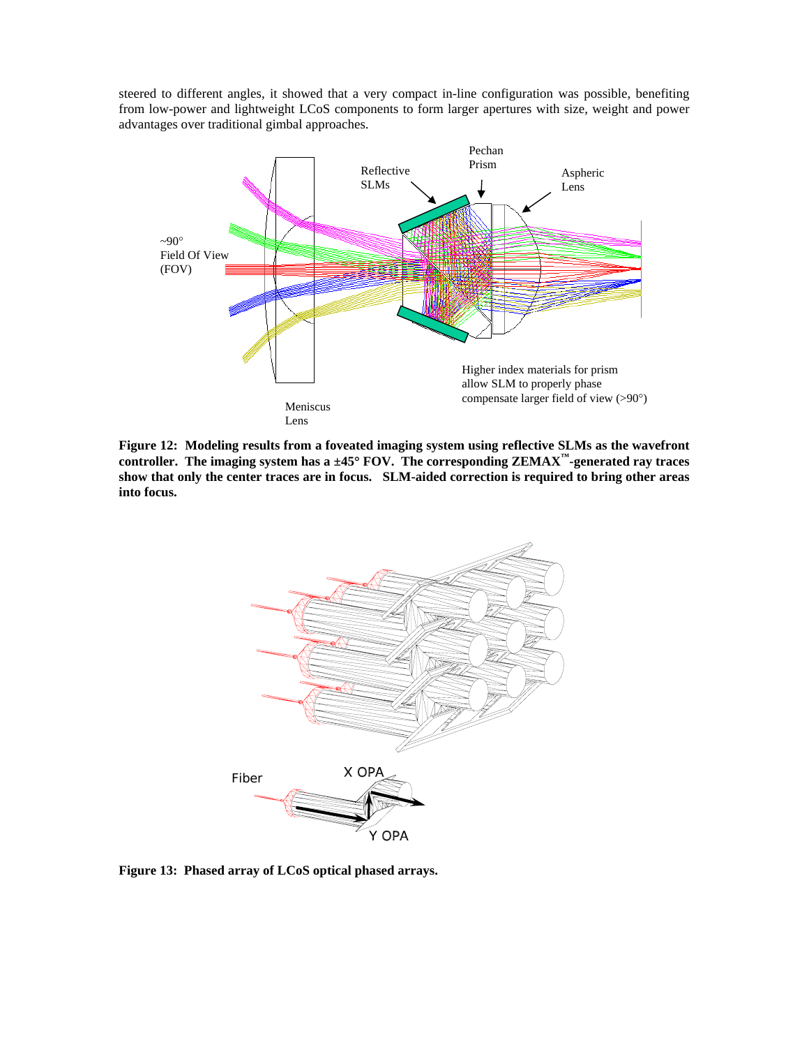steered to different angles, it showed that a very compact in-line configuration was possible, benefiting from low-power and lightweight LCoS components to form larger apertures with size, weight and power advantages over traditional gimbal approaches.

**Figure 12: Modeling results from a foveated imaging system using reflective SLMs as the wavefront controller. The imaging system has a ±45° FOV. The corresponding ZEMAX™-generated ray traces show that only the center traces are in focus. SLM-aided correction is required to bring other areas into focus.**

**Figure 13: Phased array of LCoS optical phased arrays.**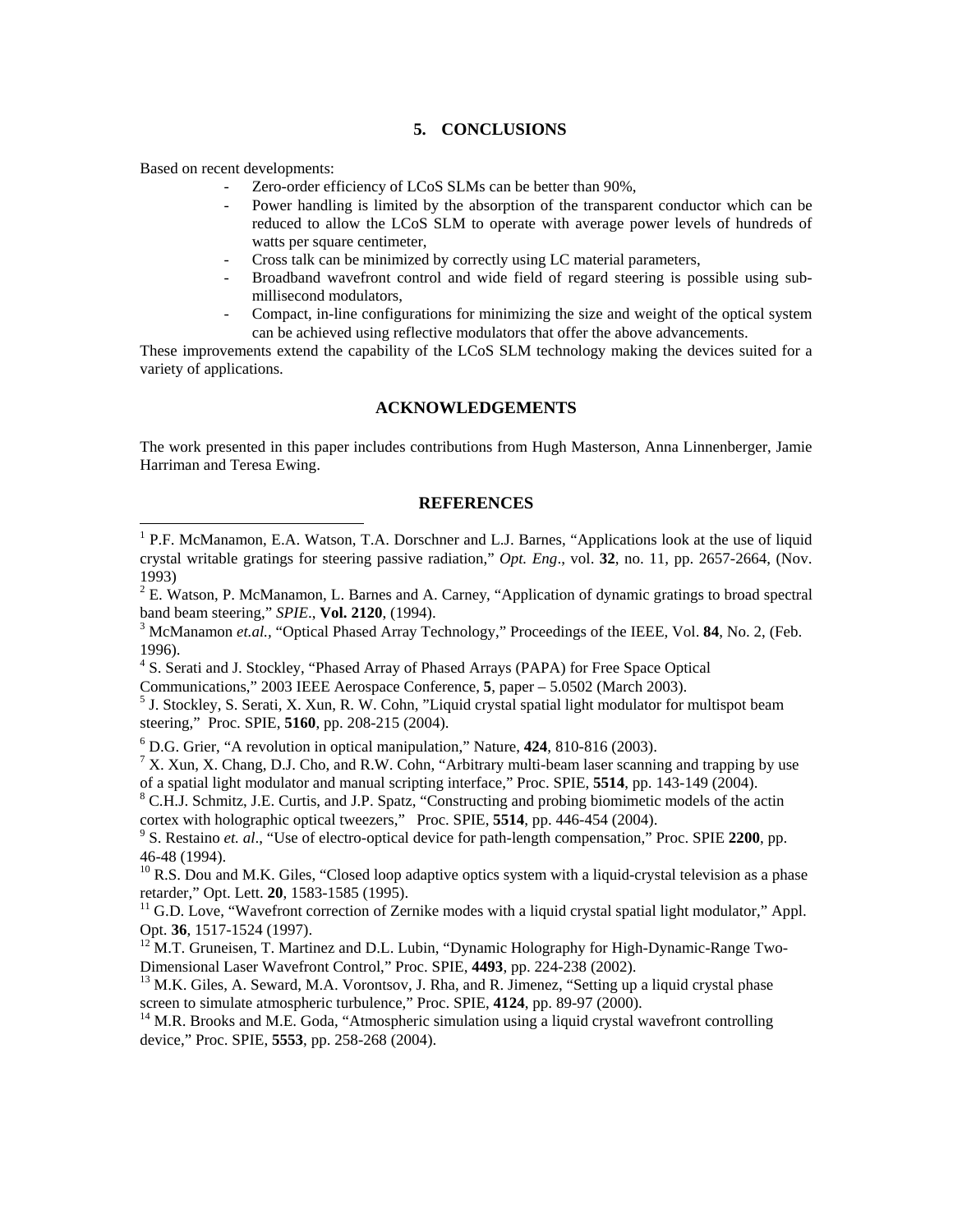## 5. CONCLUSIONS

Based on recent developments:

- Zero-order efficiency of LCoS SLMs can be better than 90%,
- Power handling is limited by the absorption of the transparent conductor which can be reduced to allow the LCoS SLM to operate with average power levels of hundreds of watts per square centimeter,
- Cross talk can be minimized by correctly using LC material parameters,
- Broadband wavefront control and wide field of regard steering is possible using sub-millisecond modulators,
- Compact, in-line configurations for minimizing the size and weight of the optical system can be achieved using reflective modulators that offer the above advancements.

These improvements extend the capability of the LCoS SLM technology making the devices suited for a variety of applications.

## ACKNOWLEDGEMENTS

The work presented in this paper includes contributions from Hugh Masterson, Anna Linnenberger, Jamie Harriman and Teresa Ewing.

## REFERENCES

[1] P.F. McManamon, E.A. Watson, T.A. Dorschner and L.J. Barnes, "Applications look at the use of liquid crystal writable gratings for steering passive radiation," *Opt. Eng*., vol. **32**, no. 11, pp. 2657-2664, (Nov. 1993)

[2] E. Watson, P. McManamon, L. Barnes and A. Carney, "Application of dynamic gratings to broad spectral band beam steering," *SPIE*., **Vol. 2120**, (1994).

[3] McManamon *et.al.,* "Optical Phased Array Technology," Proceedings of the IEEE, Vol. **84**, No. 2, (Feb. 1996).

[4] S. Serati and J. Stockley, "Phased Array of Phased Arrays (PAPA) for Free Space Optical Communications," 2003 IEEE Aerospace Conference, **5**, paper – 5.0502 (March 2003).

[5] J. Stockley, S. Serati, X. Xun, R. W. Cohn, "Liquid crystal spatial light modulator for multispot beam steering," Proc. SPIE, **5160**, pp. 208-215 (2004).

[6] D.G. Grier, "A revolution in optical manipulation," Nature, **424**, 810-816 (2003).

[7] X. Xun, X. Chang, D.J. Cho, and R.W. Cohn, "Arbitrary multi-beam laser scanning and trapping by use of a spatial light modulator and manual scripting interface," Proc. SPIE, **5514**, pp. 143-149 (2004).

[8] C.H.J. Schmitz, J.E. Curtis, and J.P. Spatz, "Constructing and probing biomimetic models of the actin cortex with holographic optical tweezers," Proc. SPIE, **5514**, pp. 446-454 (2004).

[9] S. Restaino *et. al*., "Use of electro-optical device for path-length compensation," Proc. SPIE **2200**, pp. 46-48 (1994).

[10] R.S. Dou and M.K. Giles, "Closed loop adaptive optics system with a liquid-crystal television as a phase retarder," Opt. Lett. **20**, 1583-1585 (1995).

[11] G.D. Love, "Wavefront correction of Zernike modes with a liquid crystal spatial light modulator," Appl. Opt. **36**, 1517-1524 (1997).

[12] M.T. Gruneisen, T. Martinez and D.L. Lubin, "Dynamic Holography for High-Dynamic-Range Two-Dimensional Laser Wavefront Control," Proc. SPIE, **4493**, pp. 224-238 (2002).

[13] M.K. Giles, A. Seward, M.A. Vorontsov, J. Rha, and R. Jimenez, "Setting up a liquid crystal phase screen to simulate atmospheric turbulence," Proc. SPIE, **4124**, pp. 89-97 (2000).

[14] M.R. Brooks and M.E. Goda, "Atmospheric simulation using a liquid crystal wavefront controlling device," Proc. SPIE, **5553**, pp. 258-268 (2004).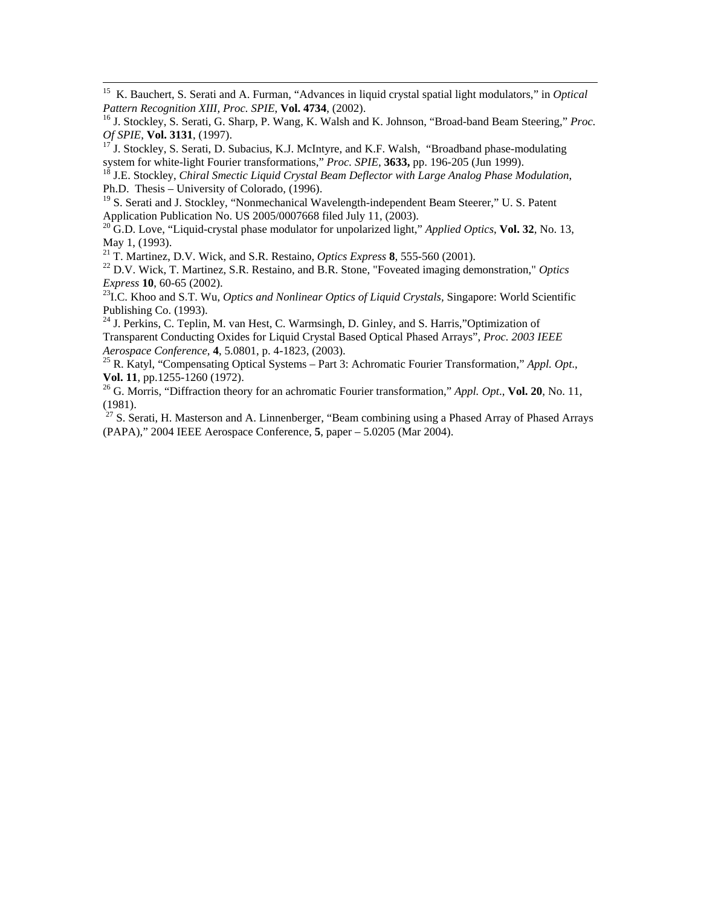[15] K. Bauchert, S. Serati and A. Furman, "Advances in liquid crystal spatial light modulators," in *Optical Pattern Recognition XIII, Proc. SPIE*, **Vol. 4734**, (2002).

[16] J. Stockley, S. Serati, G. Sharp, P. Wang, K. Walsh and K. Johnson, "Broad-band Beam Steering," *Proc. Of SPIE*, **Vol. 3131**, (1997).

[17] J. Stockley, S. Serati, D. Subacius, K.J. McIntyre, and K.F. Walsh, "Broadband phase-modulating system for white-light Fourier transformations," *Proc. SPIE*, **3633,** pp. 196-205 (Jun 1999).

[18] J.E. Stockley, *Chiral Smectic Liquid Crystal Beam Deflector with Large Analog Phase Modulation*, Ph.D. Thesis – University of Colorado, (1996).

[19] S. Serati and J. Stockley, "Nonmechanical Wavelength-independent Beam Steerer," U. S. Patent Application Publication No. US 2005/0007668 filed July 11, (2003).

[20] G.D. Love, "Liquid-crystal phase modulator for unpolarized light," *Applied Optics*, **Vol. 32**, No. 13, May 1, (1993).

[21] T. Martinez, D.V. Wick, and S.R. Restaino, *Optics Express* **8**, 555-560 (2001).

[22] D.V. Wick, T. Martinez, S.R. Restaino, and B.R. Stone, "Foveated imaging demonstration," *Optics Express* **10**, 60-65 (2002).

[23] I.C. Khoo and S.T. Wu, *Optics and Nonlinear Optics of Liquid Crystals*, Singapore: World Scientific Publishing Co. (1993).

[24] J. Perkins, C. Teplin, M. van Hest, C. Warmsingh, D. Ginley, and S. Harris,"Optimization of Transparent Conducting Oxides for Liquid Crystal Based Optical Phased Arrays", *Proc. 2003 IEEE Aerospace Conference*, **4**, 5.0801, p. 4-1823, (2003).

[25] R. Katyl, "Compensating Optical Systems – Part 3: Achromatic Fourier Transformation," *Appl. Opt*., **Vol. 11**, pp.1255-1260 (1972).

[26] G. Morris, "Diffraction theory for an achromatic Fourier transformation," *Appl. Opt*., **Vol. 20**, No. 11, (1981).

[27] S. Serati, H. Masterson and A. Linnenberger, "Beam combining using a Phased Array of Phased Arrays (PAPA)," 2004 IEEE Aerospace Conference, **5**, paper – 5.0205 (Mar 2004).